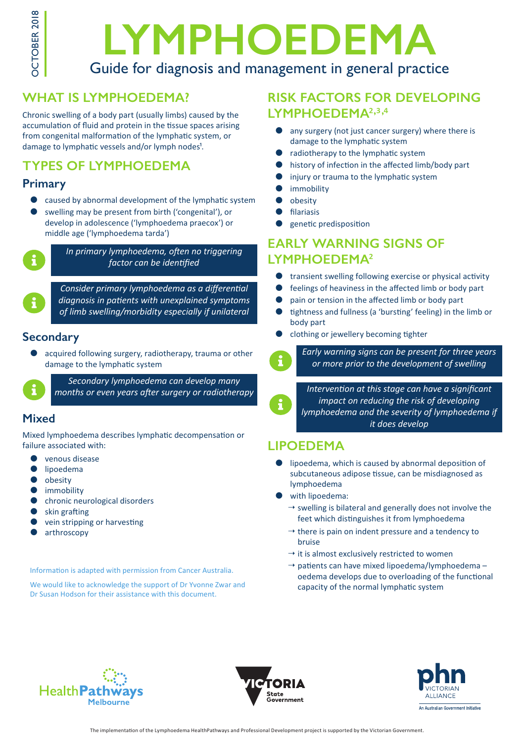OCTOBER 2018

# LYMPHOEDEMA

Guide for diagnosis and management in general practice

## WHAT IS LYMPHOEDEMA?

Chronic swelling of a body part (usually limbs) caused by the accumulation of fluid and protein in the tissue spaces arising from congenital malformation of the lymphatic system, or damage to lymphatic vessels and/or lymph nodes[1].

## TYPES OF LYMPHOEDEMA

### Primary

- caused by abnormal development of the lymphatic system
- swelling may be present from birth ('congenital'), or develop in adolescence ('lymphoedema praecox') or middle age ('lymphoedema tarda')

*In primary lymphoedema, often no triggering factor can be identified*

*Consider primary lymphoedema as a differential diagnosis in patients with unexplained symptoms of limb swelling/morbidity especially if unilateral*

### Secondary

- acquired following surgery, radiotherapy, trauma or other damage to the lymphatic system

*Secondary lymphoedema can develop many months or even years after surgery or radiotherapy*

### Mixed

Mixed lymphoedema describes lymphatic decompensation or failure associated with:

- venous disease
- lipoedema
- obesity
- immobility
- chronic neurological disorders
- skin grafting
- vein stripping or harvesting
- arthroscopy

Information is adapted with permission from Cancer Australia.

We would like to acknowledge the support of Dr Yvonne Zwar and Dr Susan Hodson for their assistance with this document.

## RISK FACTORS FOR DEVELOPING LYMPHOEDEMA[2,3,4]

- any surgery (not just cancer surgery) where there is damage to the lymphatic system
- radiotherapy to the lymphatic system
- history of infection in the affected limb/body part
- injury or trauma to the lymphatic system
- immobility
- obesity
- filariasis
- genetic predisposition

## EARLY WARNING SIGNS OF LYMPHOEDEMA[2]

- transient swelling following exercise or physical activity
- feelings of heaviness in the affected limb or body part
- pain or tension in the affected limb or body part
- tightness and fullness (a 'bursting' feeling) in the limb or body part
- clothing or jewellery becoming tighter

*Early warning signs can be present for three years or more prior to the development of swelling*

*Intervention at this stage can have a significant impact on reducing the risk of developing lymphoedema and the severity of lymphoedema if it does develop*

## LIPOEDEMA

- lipoedema, which is caused by abnormal deposition of subcutaneous adipose tissue, can be misdiagnosed as lymphoedema
- with lipoedema:
  - → swelling is bilateral and generally does not involve the feet which distinguishes it from lymphoedema
  - → there is pain on indent pressure and a tendency to bruise
  - → it is almost exclusively restricted to women
  - → patients can have mixed lipoedema/lymphoedema – oedema develops due to overloading of the functional capacity of the normal lymphatic system

HealthPathways Melbourne | VICTORIA State Government | phn VICTORIAN ALLIANCE An Australian Government Initiative

The implementation of the Lymphoedema HealthPathways and Professional Development project is supported by the Victorian Government.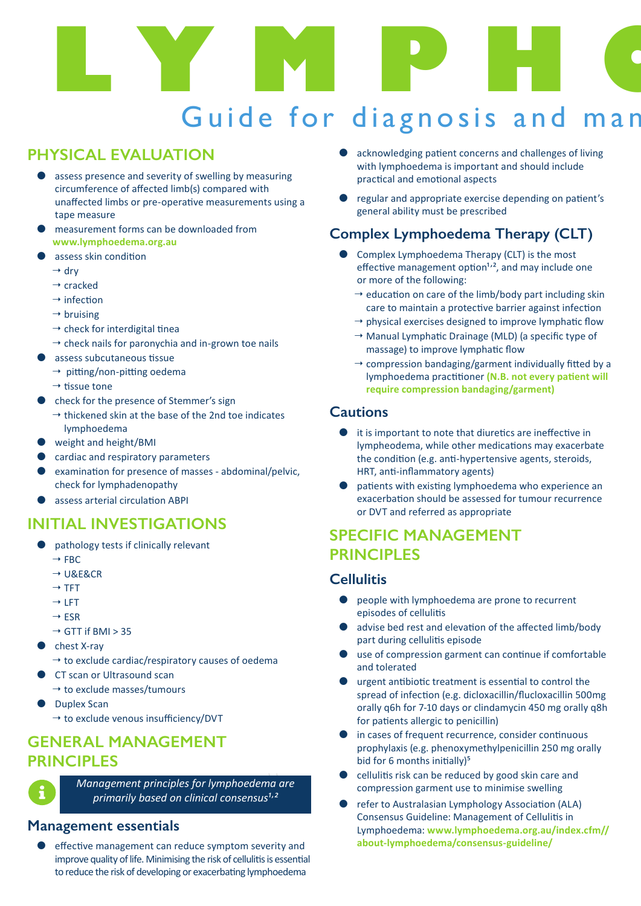# LYMPHO

## Guide for diagnosis and man

## PHYSICAL EVALUATION

- assess presence and severity of swelling by measuring circumference of affected limb(s) compared with unaffected limbs or pre-operative measurements using a tape measure
- measurement forms can be downloaded from **www.lymphoedema.org.au**
- assess skin condition
  - → dry
  - → cracked
  - → infection
  - → bruising
  - → check for interdigital tinea
  - → check nails for paronychia and in-grown toe nails
- assess subcutaneous tissue
  - → pitting/non-pitting oedema
  - → tissue tone
- check for the presence of Stemmer's sign
  - → thickened skin at the base of the 2nd toe indicates lymphoedema
- weight and height/BMI
- cardiac and respiratory parameters
- examination for presence of masses - abdominal/pelvic, check for lymphadenopathy
- assess arterial circulation ABPI

## INITIAL INVESTIGATIONS

- pathology tests if clinically relevant
  - → FBC
  - → U&E&CR
  - → TFT
  - → LFT
  - → ESR
  - → GTT if BMI > 35
- chest X-ray
  - → to exclude cardiac/respiratory causes of oedema
- CT scan or Ultrasound scan
  - → to exclude masses/tumours
- Duplex Scan
  - → to exclude venous insufficiency/DVT

## GENERAL MANAGEMENT PRINCIPLES

*Management principles for lymphoedema are primarily based on clinical consensus[1,2]*

### Management essentials

- effective management can reduce symptom severity and improve quality of life. Minimising the risk of cellulitis is essential to reduce the risk of developing or exacerbating lymphoedema
- acknowledging patient concerns and challenges of living with lymphoedema is important and should include practical and emotional aspects
- regular and appropriate exercise depending on patient's general ability must be prescribed

### Complex Lymphoedema Therapy (CLT)

- Complex Lymphoedema Therapy (CLT) is the most effective management option[1,2], and may include one or more of the following:
  - → education on care of the limb/body part including skin care to maintain a protective barrier against infection
  - → physical exercises designed to improve lymphatic flow
  - → Manual Lymphatic Drainage (MLD) (a specific type of massage) to improve lymphatic flow
  - → compression bandaging/garment individually fitted by a lymphoedema practitioner **(N.B. not every patient will require compression bandaging/garment)**

### Cautions

- it is important to note that diuretics are ineffective in lymphoedema, while other medications may exacerbate the condition (e.g. anti-hypertensive agents, steroids, HRT, anti-inflammatory agents)
- patients with existing lymphoedema who experience an exacerbation should be assessed for tumour recurrence or DVT and referred as appropriate

## SPECIFIC MANAGEMENT PRINCIPLES

### Cellulitis

- people with lymphoedema are prone to recurrent episodes of cellulitis
- advise bed rest and elevation of the affected limb/body part during cellulitis episode
- use of compression garment can continue if comfortable and tolerated
- urgent antibiotic treatment is essential to control the spread of infection (e.g. dicloxacillin/flucloxacillin 500mg orally q6h for 7-10 days or clindamycin 450 mg orally q8h for patients allergic to penicillin)
- in cases of frequent recurrence, consider continuous prophylaxis (e.g. phenoxymethylpenicillin 250 mg orally bid for 6 months initially)[5]
- cellulitis risk can be reduced by good skin care and compression garment use to minimise swelling
- refer to Australasian Lymphology Association (ALA) Consensus Guideline: Management of Cellulitis in Lymphoedema: **www.lymphoedema.org.au/index.cfm//about-lymphoedema/consensus-guideline/**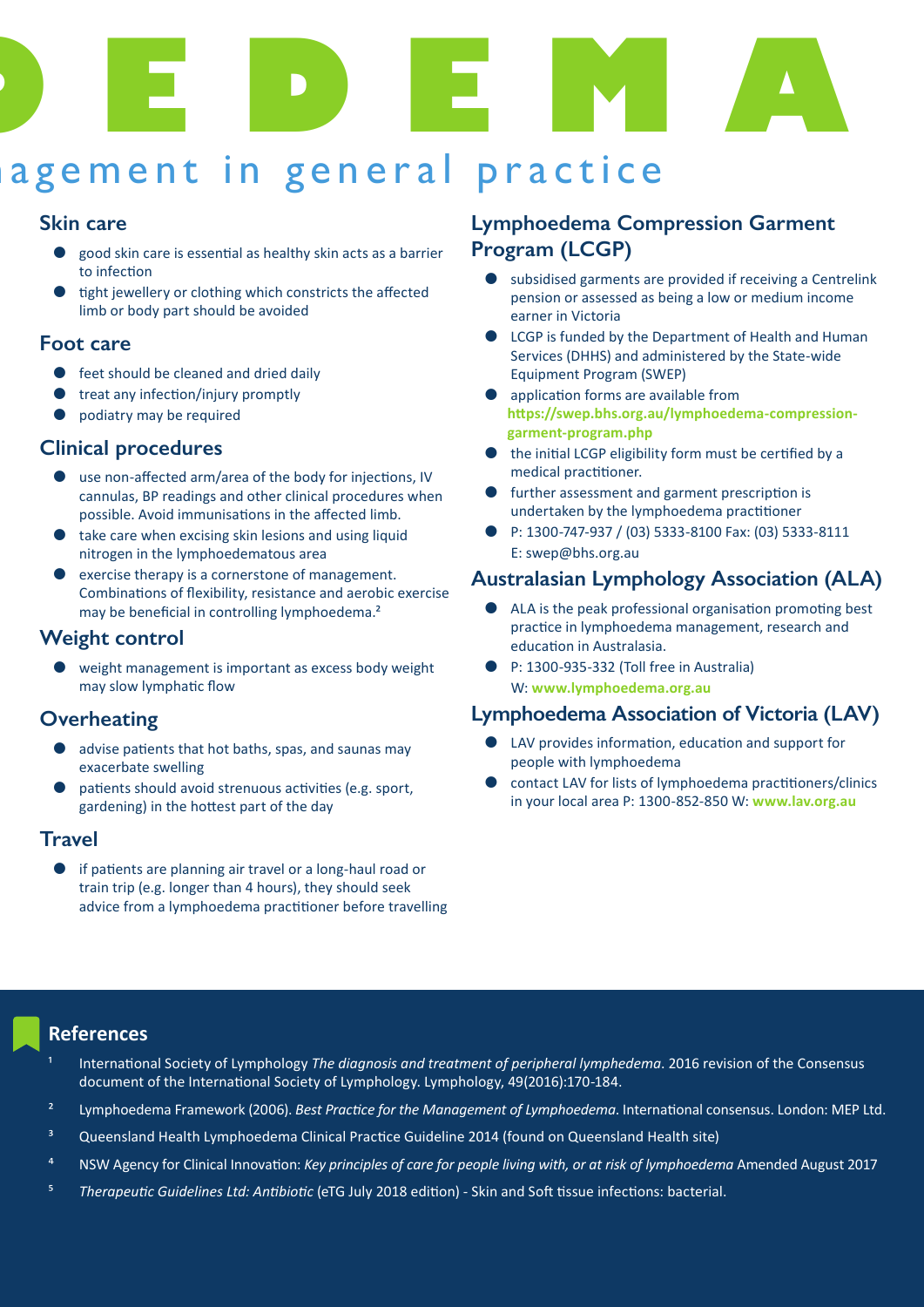# EDEMA

## agement in general practice

### Skin care

- good skin care is essential as healthy skin acts as a barrier to infection
- tight jewellery or clothing which constricts the affected limb or body part should be avoided

### Foot care

- feet should be cleaned and dried daily
- treat any infection/injury promptly
- podiatry may be required

### Clinical procedures

- use non-affected arm/area of the body for injections, IV cannulas, BP readings and other clinical procedures when possible. Avoid immunisations in the affected limb.
- take care when excising skin lesions and using liquid nitrogen in the lymphoedematous area
- exercise therapy is a cornerstone of management. Combinations of flexibility, resistance and aerobic exercise may be beneficial in controlling lymphoedema.[2]

### Weight control

- weight management is important as excess body weight may slow lymphatic flow

### Overheating

- advise patients that hot baths, spas, and saunas may exacerbate swelling
- patients should avoid strenuous activities (e.g. sport, gardening) in the hottest part of the day

### Travel

- if patients are planning air travel or a long-haul road or train trip (e.g. longer than 4 hours), they should seek advice from a lymphoedema practitioner before travelling

### Lymphoedema Compression Garment Program (LCGP)

- subsidised garments are provided if receiving a Centrelink pension or assessed as being a low or medium income earner in Victoria
- LCGP is funded by the Department of Health and Human Services (DHHS) and administered by the State-wide Equipment Program (SWEP)
- application forms are available from **https://swep.bhs.org.au/lymphoedema-compression-garment-program.php**
- the initial LCGP eligibility form must be certified by a medical practitioner.
- further assessment and garment prescription is undertaken by the lymphoedema practitioner
- P: 1300-747-937 / (03) 5333-8100 Fax: (03) 5333-8111
  E: swep@bhs.org.au

### Australasian Lymphology Association (ALA)

- ALA is the peak professional organisation promoting best practice in lymphoedema management, research and education in Australasia.
- P: 1300-935-332 (Toll free in Australia)
  W: **www.lymphoedema.org.au**

### Lymphoedema Association of Victoria (LAV)

- LAV provides information, education and support for people with lymphoedema
- contact LAV for lists of lymphoedema practitioners/clinics in your local area P: 1300-852-850 W: **www.lav.org.au**

### References

1. International Society of Lymphology *The diagnosis and treatment of peripheral lymphedema*. 2016 revision of the Consensus document of the International Society of Lymphology. Lymphology, 49(2016):170-184.
2. Lymphoedema Framework (2006). *Best Practice for the Management of Lymphoedema*. International consensus. London: MEP Ltd.
3. Queensland Health Lymphoedema Clinical Practice Guideline 2014 (found on Queensland Health site)
4. NSW Agency for Clinical Innovation: *Key principles of care for people living with, or at risk of lymphoedema* Amended August 2017
5. *Therapeutic Guidelines Ltd: Antibiotic* (eTG July 2018 edition) - Skin and Soft tissue infections: bacterial.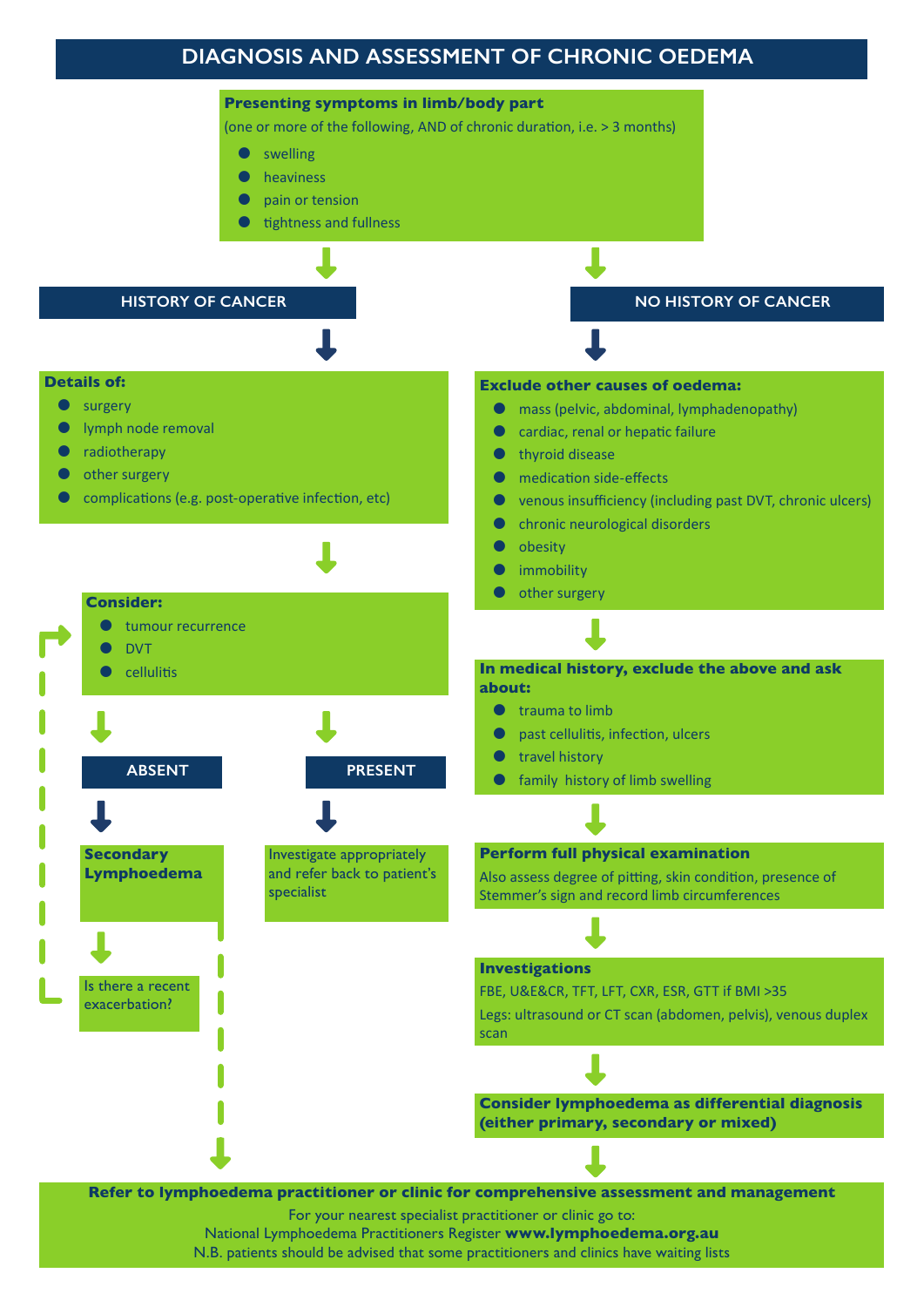# DIAGNOSIS AND ASSESSMENT OF CHRONIC OEDEMA

**Presenting symptoms in limb/body part**

(one or more of the following, AND of chronic duration, i.e. > 3 months)

- swelling
- heaviness
- pain or tension
- tightness and fullness

## HISTORY OF CANCER

**Details of:**

- surgery
- lymph node removal
- radiotherapy
- other surgery
- complications (e.g. post-operative infection, etc)

**Consider:**

- tumour recurrence
- DVT
- cellulitis

### ABSENT

**Secondary Lymphoedema**

Is there a recent exacerbation?

### PRESENT

Investigate appropriately and refer back to patient's specialist

## NO HISTORY OF CANCER

**Exclude other causes of oedema:**

- mass (pelvic, abdominal, lymphadenopathy)
- cardiac, renal or hepatic failure
- thyroid disease
- medication side-effects
- venous insufficiency (including past DVT, chronic ulcers)
- chronic neurological disorders
- obesity
- immobility
- other surgery

**In medical history, exclude the above and ask about:**

- trauma to limb
- past cellulitis, infection, ulcers
- travel history
- family history of limb swelling

**Perform full physical examination**

Also assess degree of pitting, skin condition, presence of Stemmer's sign and record limb circumferences

**Investigations**

FBE, U&E&CR, TFT, LFT, CXR, ESR, GTT if BMI >35

Legs: ultrasound or CT scan (abdomen, pelvis), venous duplex scan

**Consider lymphoedema as differential diagnosis (either primary, secondary or mixed)**

**Refer to lymphoedema practitioner or clinic for comprehensive assessment and management**

For your nearest specialist practitioner or clinic go to:

National Lymphoedema Practitioners Register **www.lymphoedema.org.au**

N.B. patients should be advised that some practitioners and clinics have waiting lists